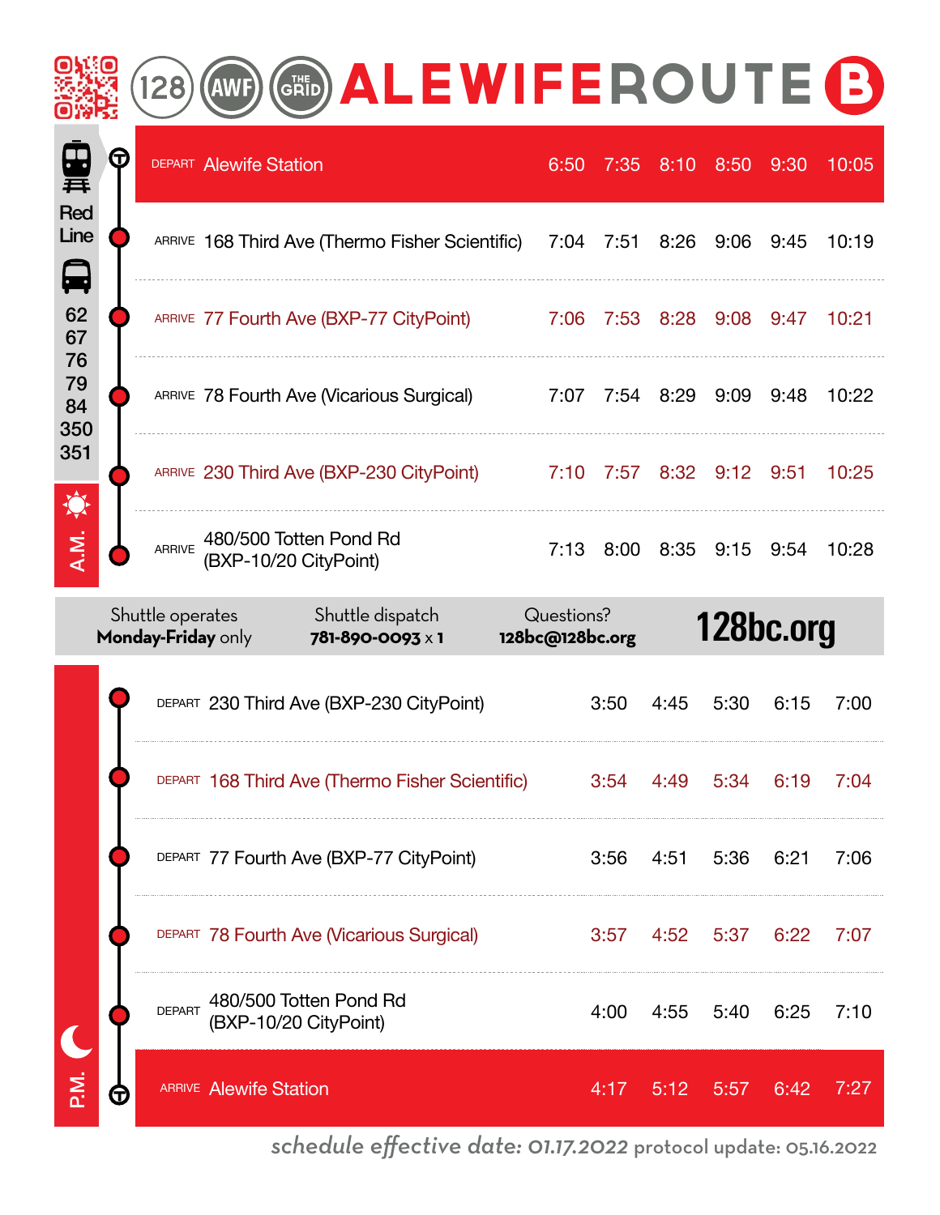# 128 AWF THE GRID ALEWIFE ROUTE B

Red Line

62
67
76
79
84
350
351

## A.M.

| | Stop | | | | | | |
|---|---|---|---|---|---|---|---|
| DEPART | Alewife Station | 6:50 | 7:35 | 8:10 | 8:50 | 9:30 | 10:05 |
| ARRIVE | 168 Third Ave (Thermo Fisher Scientific) | 7:04 | 7:51 | 8:26 | 9:06 | 9:45 | 10:19 |
| ARRIVE | 77 Fourth Ave (BXP-77 CityPoint) | 7:06 | 7:53 | 8:28 | 9:08 | 9:47 | 10:21 |
| ARRIVE | 78 Fourth Ave (Vicarious Surgical) | 7:07 | 7:54 | 8:29 | 9:09 | 9:48 | 10:22 |
| ARRIVE | 230 Third Ave (BXP-230 CityPoint) | 7:10 | 7:57 | 8:32 | 9:12 | 9:51 | 10:25 |
| ARRIVE | 480/500 Totten Pond Rd (BXP-10/20 CityPoint) | 7:13 | 8:00 | 8:35 | 9:15 | 9:54 | 10:28 |

Shuttle operates **Monday-Friday** only

Shuttle dispatch **781-890-0093** x **1**

Questions? **128bc@128bc.org**

**128bc.org**

## P.M.

| | Stop | | | | | |
|---|---|---|---|---|---|---|
| DEPART | 230 Third Ave (BXP-230 CityPoint) | 3:50 | 4:45 | 5:30 | 6:15 | 7:00 |
| DEPART | 168 Third Ave (Thermo Fisher Scientific) | 3:54 | 4:49 | 5:34 | 6:19 | 7:04 |
| DEPART | 77 Fourth Ave (BXP-77 CityPoint) | 3:56 | 4:51 | 5:36 | 6:21 | 7:06 |
| DEPART | 78 Fourth Ave (Vicarious Surgical) | 3:57 | 4:52 | 5:37 | 6:22 | 7:07 |
| DEPART | 480/500 Totten Pond Rd (BXP-10/20 CityPoint) | 4:00 | 4:55 | 5:40 | 6:25 | 7:10 |
| ARRIVE | Alewife Station | 4:17 | 5:12 | 5:57 | 6:42 | 7:27 |

*schedule effective date: 01.17.2022* protocol update: 05.16.2022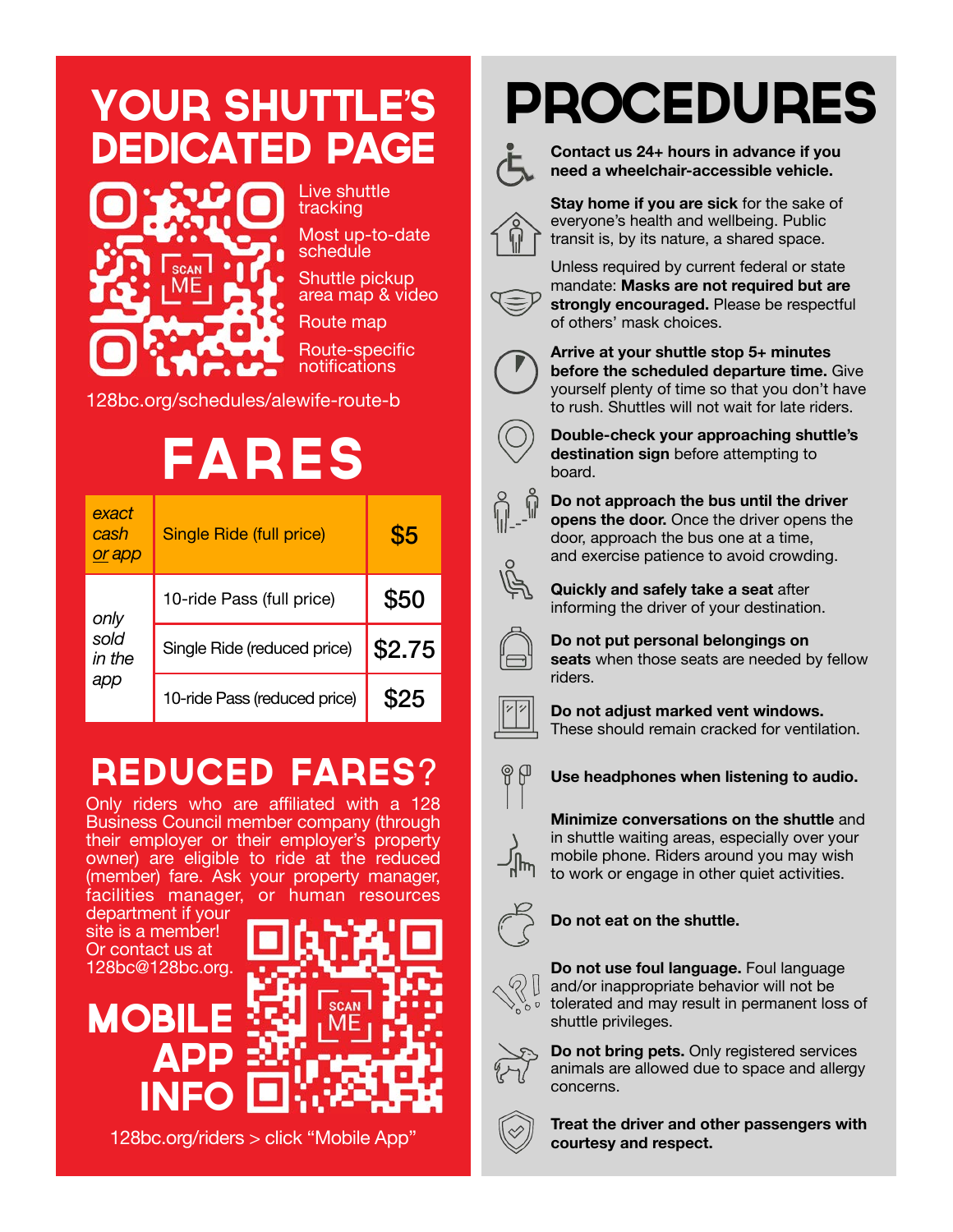# YOUR SHUTTLE'S DEDICATED PAGE

SCAN ME

- Live shuttle tracking
- Most up-to-date schedule
- Shuttle pickup area map & video
- Route map
- Route-specific notifications

128bc.org/schedules/alewife-route-b

# FARES

| | | |
|---|---|---|
| *exact cash or app* | Single Ride (full price) | $5 |
| *only sold in the app* | 10-ride Pass (full price) | $50 |
| | Single Ride (reduced price) | $2.75 |
| | 10-ride Pass (reduced price) | $25 |

# REDUCED FARES?

Only riders who are affiliated with a 128 Business Council member company (through their employer or their employer's property owner) are eligible to ride at the reduced (member) fare. Ask your property manager, facilities manager, or human resources department if your site is a member! Or contact us at 128bc@128bc.org.

# MOBILE APP INFO

SCAN ME

128bc.org/riders > click "Mobile App"

# PROCEDURES

**Contact us 24+ hours in advance if you need a wheelchair-accessible vehicle.**

**Stay home if you are sick** for the sake of everyone's health and wellbeing. Public transit is, by its nature, a shared space.

Unless required by current federal or state mandate: **Masks are not required but are strongly encouraged.** Please be respectful of others' mask choices.

**Arrive at your shuttle stop 5+ minutes before the scheduled departure time.** Give yourself plenty of time so that you don't have to rush. Shuttles will not wait for late riders.

**Double-check your approaching shuttle's destination sign** before attempting to board.

**Do not approach the bus until the driver opens the door.** Once the driver opens the door, approach the bus one at a time, and exercise patience to avoid crowding.

**Quickly and safely take a seat** after informing the driver of your destination.

**Do not put personal belongings on seats** when those seats are needed by fellow riders.

**Do not adjust marked vent windows.** These should remain cracked for ventilation.

**Use headphones when listening to audio.**

**Minimize conversations on the shuttle** and in shuttle waiting areas, especially over your mobile phone. Riders around you may wish to work or engage in other quiet activities.

**Do not eat on the shuttle.**

**Do not use foul language.** Foul language and/or inappropriate behavior will not be tolerated and may result in permanent loss of shuttle privileges.

**Do not bring pets.** Only registered services animals are allowed due to space and allergy concerns.

**Treat the driver and other passengers with courtesy and respect.**